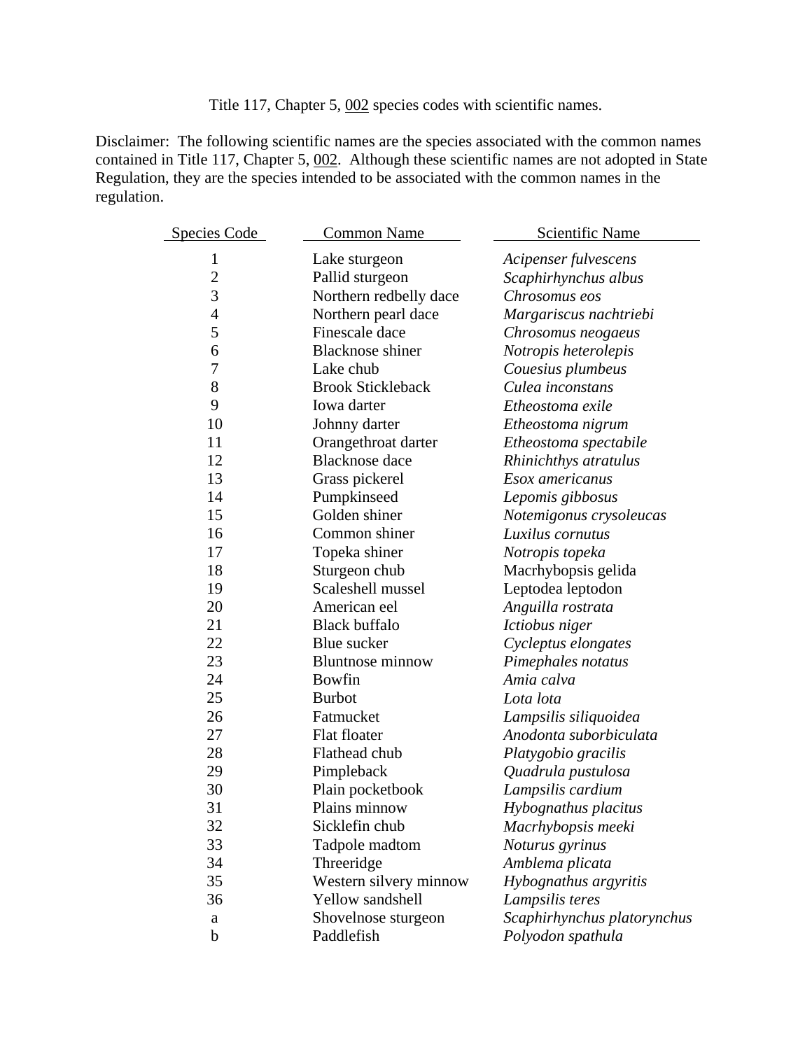Title 117, Chapter 5, 002 species codes with scientific names.

Disclaimer: The following scientific names are the species associated with the common names contained in Title 117, Chapter 5, 002. Although these scientific names are not adopted in State Regulation, they are the species intended to be associated with the common names in the regulation.

| Species Code | Common Name | Scientific Name |
|---|---|---|
| 1 | Lake sturgeon | *Acipenser fulvescens* |
| 2 | Pallid sturgeon | *Scaphirhynchus albus* |
| 3 | Northern redbelly dace | *Chrosomus eos* |
| 4 | Northern pearl dace | *Margariscus nachtriebi* |
| 5 | Finescale dace | *Chrosomus neogaeus* |
| 6 | Blacknose shiner | *Notropis heterolepis* |
| 7 | Lake chub | *Couesius plumbeus* |
| 8 | Brook Stickleback | *Culea inconstans* |
| 9 | Iowa darter | *Etheostoma exile* |
| 10 | Johnny darter | *Etheostoma nigrum* |
| 11 | Orangethroat darter | *Etheostoma spectabile* |
| 12 | Blacknose dace | *Rhinichthys atratulus* |
| 13 | Grass pickerel | *Esox americanus* |
| 14 | Pumpkinseed | *Lepomis gibbosus* |
| 15 | Golden shiner | *Notemigonus crysoleucas* |
| 16 | Common shiner | *Luxilus cornutus* |
| 17 | Topeka shiner | *Notropis topeka* |
| 18 | Sturgeon chub | Macrhybopsis gelida |
| 19 | Scaleshell mussel | Leptodea leptodon |
| 20 | American eel | *Anguilla rostrata* |
| 21 | Black buffalo | *Ictiobus niger* |
| 22 | Blue sucker | *Cycleptus elongates* |
| 23 | Bluntnose minnow | *Pimephales notatus* |
| 24 | Bowfin | *Amia calva* |
| 25 | Burbot | *Lota lota* |
| 26 | Fatmucket | *Lampsilis siliquoidea* |
| 27 | Flat floater | *Anodonta suborbiculata* |
| 28 | Flathead chub | *Platygobio gracilis* |
| 29 | Pimpleback | *Quadrula pustulosa* |
| 30 | Plain pocketbook | *Lampsilis cardium* |
| 31 | Plains minnow | *Hybognathus placitus* |
| 32 | Sicklefin chub | *Macrhybopsis meeki* |
| 33 | Tadpole madtom | *Noturus gyrinus* |
| 34 | Threeridge | *Amblema plicata* |
| 35 | Western silvery minnow | *Hybognathus argyritis* |
| 36 | Yellow sandshell | *Lampsilis teres* |
| a | Shovelnose sturgeon | *Scaphirhynchus platorynchus* |
| b | Paddlefish | *Polyodon spathula* |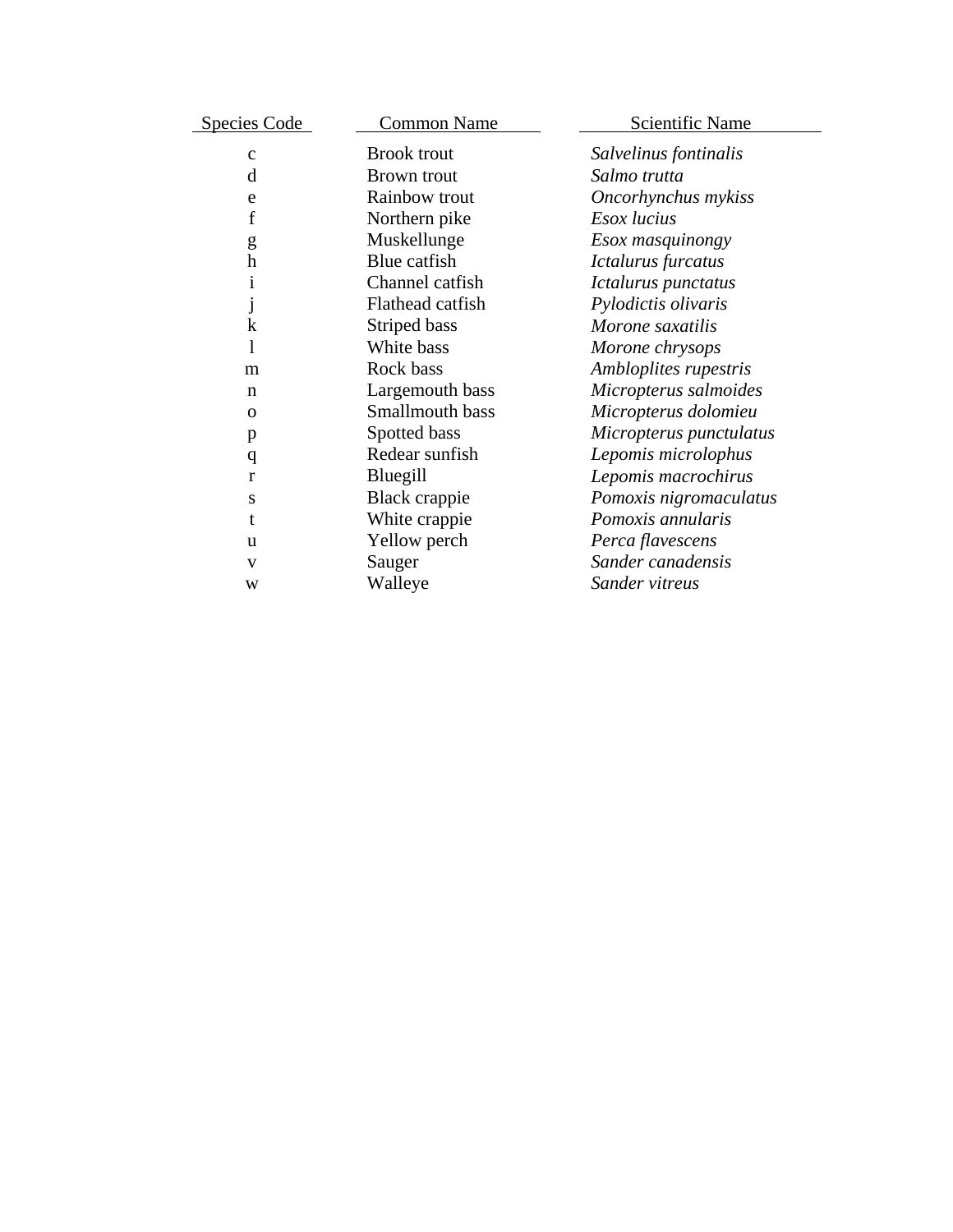| Species Code | Common Name | Scientific Name |
|---|---|---|
| c | Brook trout | *Salvelinus fontinalis* |
| d | Brown trout | *Salmo trutta* |
| e | Rainbow trout | *Oncorhynchus mykiss* |
| f | Northern pike | *Esox lucius* |
| g | Muskellunge | *Esox masquinongy* |
| h | Blue catfish | *Ictalurus furcatus* |
| i | Channel catfish | *Ictalurus punctatus* |
| j | Flathead catfish | *Pylodictis olivaris* |
| k | Striped bass | *Morone saxatilis* |
| l | White bass | *Morone chrysops* |
| m | Rock bass | *Ambloplites rupestris* |
| n | Largemouth bass | *Micropterus salmoides* |
| o | Smallmouth bass | *Micropterus dolomieu* |
| p | Spotted bass | *Micropterus punctulatus* |
| q | Redear sunfish | *Lepomis microlophus* |
| r | Bluegill | *Lepomis macrochirus* |
| s | Black crappie | *Pomoxis nigromaculatus* |
| t | White crappie | *Pomoxis annularis* |
| u | Yellow perch | *Perca flavescens* |
| v | Sauger | *Sander canadensis* |
| w | Walleye | *Sander vitreus* |